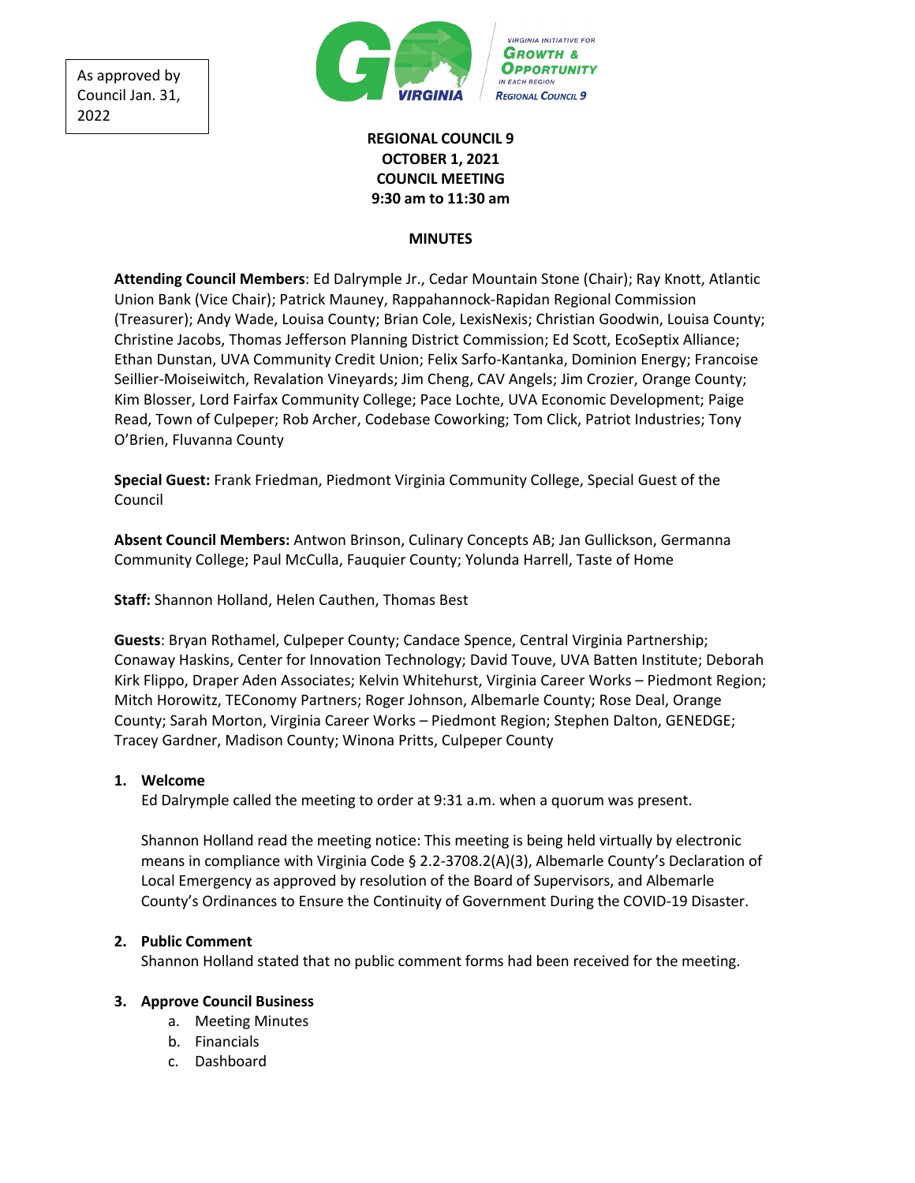As approved by Council Jan. 31, 2022

VIRGINIA INITIATIVE FOR GROWTH & OPPORTUNITY IN EACH REGION

REGIONAL COUNCIL 9

**REGIONAL COUNCIL 9**
**OCTOBER 1, 2021**
**COUNCIL MEETING**
**9:30 am to 11:30 am**

**MINUTES**

**Attending Council Members**: Ed Dalrymple Jr., Cedar Mountain Stone (Chair); Ray Knott, Atlantic Union Bank (Vice Chair); Patrick Mauney, Rappahannock-Rapidan Regional Commission (Treasurer); Andy Wade, Louisa County; Brian Cole, LexisNexis; Christian Goodwin, Louisa County; Christine Jacobs, Thomas Jefferson Planning District Commission; Ed Scott, EcoSeptix Alliance; Ethan Dunstan, UVA Community Credit Union; Felix Sarfo-Kantanka, Dominion Energy; Francoise Seillier-Moiseiwitch, Revalation Vineyards; Jim Cheng, CAV Angels; Jim Crozier, Orange County; Kim Blosser, Lord Fairfax Community College; Pace Lochte, UVA Economic Development; Paige Read, Town of Culpeper; Rob Archer, Codebase Coworking; Tom Click, Patriot Industries; Tony O'Brien, Fluvanna County

**Special Guest:** Frank Friedman, Piedmont Virginia Community College, Special Guest of the Council

**Absent Council Members:** Antwon Brinson, Culinary Concepts AB; Jan Gullickson, Germanna Community College; Paul McCulla, Fauquier County; Yolunda Harrell, Taste of Home

**Staff:** Shannon Holland, Helen Cauthen, Thomas Best

**Guests**: Bryan Rothamel, Culpeper County; Candace Spence, Central Virginia Partnership; Conaway Haskins, Center for Innovation Technology; David Touve, UVA Batten Institute; Deborah Kirk Flippo, Draper Aden Associates; Kelvin Whitehurst, Virginia Career Works – Piedmont Region; Mitch Horowitz, TEConomy Partners; Roger Johnson, Albemarle County; Rose Deal, Orange County; Sarah Morton, Virginia Career Works – Piedmont Region; Stephen Dalton, GENEDGE; Tracey Gardner, Madison County; Winona Pritts, Culpeper County

1. **Welcome**
   Ed Dalrymple called the meeting to order at 9:31 a.m. when a quorum was present.

   Shannon Holland read the meeting notice: This meeting is being held virtually by electronic means in compliance with Virginia Code § 2.2-3708.2(A)(3), Albemarle County's Declaration of Local Emergency as approved by resolution of the Board of Supervisors, and Albemarle County's Ordinances to Ensure the Continuity of Government During the COVID-19 Disaster.

2. **Public Comment**
   Shannon Holland stated that no public comment forms had been received for the meeting.

3. **Approve Council Business**
   a. Meeting Minutes
   b. Financials
   c. Dashboard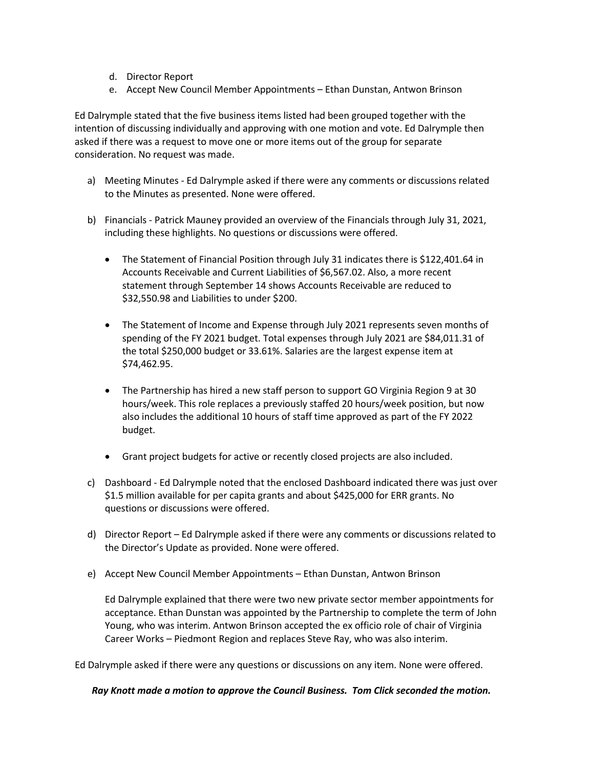d. Director Report
e. Accept New Council Member Appointments – Ethan Dunstan, Antwon Brinson

Ed Dalrymple stated that the five business items listed had been grouped together with the intention of discussing individually and approving with one motion and vote. Ed Dalrymple then asked if there was a request to move one or more items out of the group for separate consideration. No request was made.

a) Meeting Minutes - Ed Dalrymple asked if there were any comments or discussions related to the Minutes as presented. None were offered.

b) Financials - Patrick Mauney provided an overview of the Financials through July 31, 2021, including these highlights. No questions or discussions were offered.

   - The Statement of Financial Position through July 31 indicates there is $122,401.64 in Accounts Receivable and Current Liabilities of $6,567.02. Also, a more recent statement through September 14 shows Accounts Receivable are reduced to $32,550.98 and Liabilities to under $200.

   - The Statement of Income and Expense through July 2021 represents seven months of spending of the FY 2021 budget. Total expenses through July 2021 are $84,011.31 of the total $250,000 budget or 33.61%. Salaries are the largest expense item at $74,462.95.

   - The Partnership has hired a new staff person to support GO Virginia Region 9 at 30 hours/week. This role replaces a previously staffed 20 hours/week position, but now also includes the additional 10 hours of staff time approved as part of the FY 2022 budget.

   - Grant project budgets for active or recently closed projects are also included.

c) Dashboard - Ed Dalrymple noted that the enclosed Dashboard indicated there was just over $1.5 million available for per capita grants and about $425,000 for ERR grants. No questions or discussions were offered.

d) Director Report – Ed Dalrymple asked if there were any comments or discussions related to the Director's Update as provided. None were offered.

e) Accept New Council Member Appointments – Ethan Dunstan, Antwon Brinson

   Ed Dalrymple explained that there were two new private sector member appointments for acceptance. Ethan Dunstan was appointed by the Partnership to complete the term of John Young, who was interim. Antwon Brinson accepted the ex officio role of chair of Virginia Career Works – Piedmont Region and replaces Steve Ray, who was also interim.

Ed Dalrymple asked if there were any questions or discussions on any item. None were offered.

***Ray Knott made a motion to approve the Council Business. Tom Click seconded the motion.***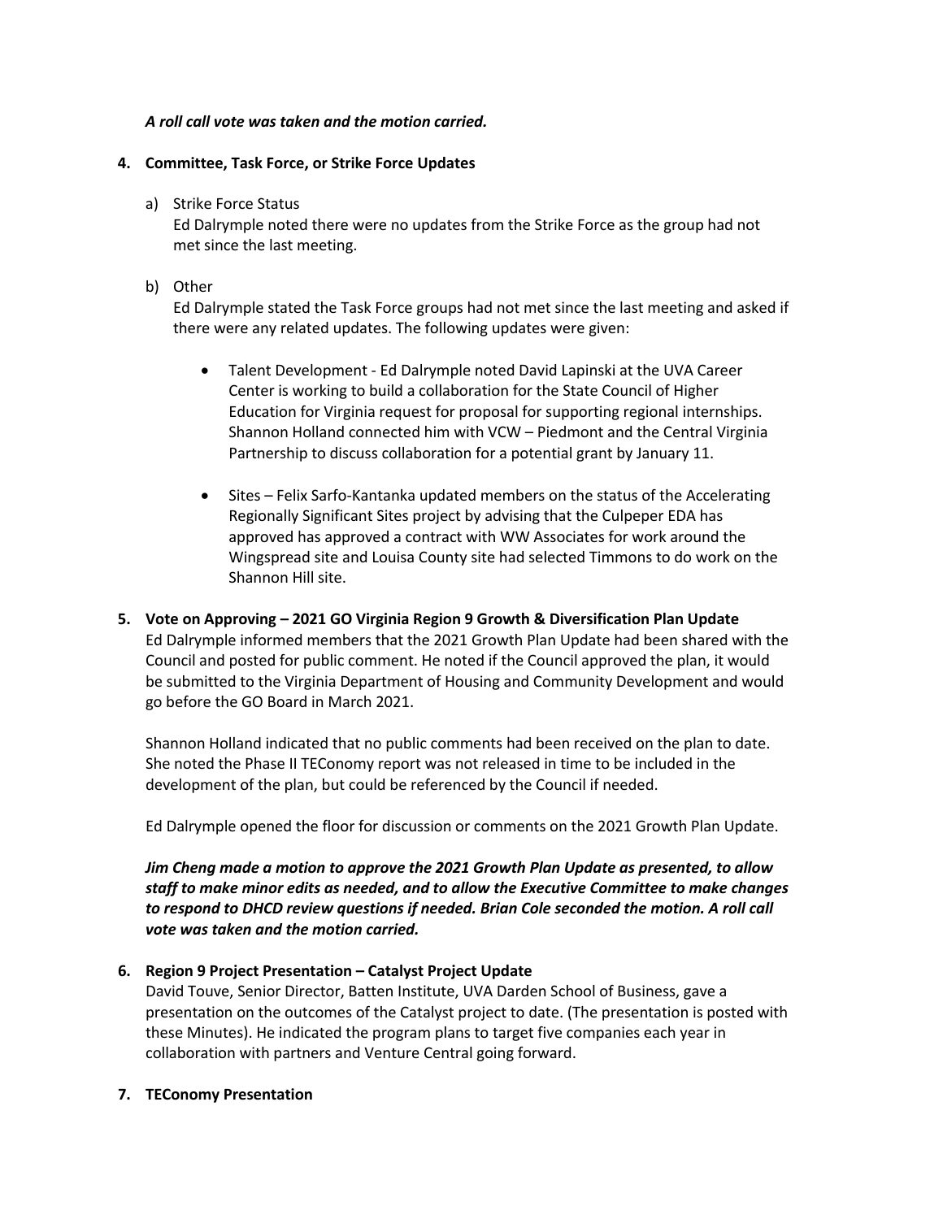***A roll call vote was taken and the motion carried.***

**4. Committee, Task Force, or Strike Force Updates**

a) Strike Force Status
Ed Dalrymple noted there were no updates from the Strike Force as the group had not met since the last meeting.

b) Other
Ed Dalrymple stated the Task Force groups had not met since the last meeting and asked if there were any related updates. The following updates were given:

- Talent Development - Ed Dalrymple noted David Lapinski at the UVA Career Center is working to build a collaboration for the State Council of Higher Education for Virginia request for proposal for supporting regional internships. Shannon Holland connected him with VCW – Piedmont and the Central Virginia Partnership to discuss collaboration for a potential grant by January 11.

- Sites – Felix Sarfo-Kantanka updated members on the status of the Accelerating Regionally Significant Sites project by advising that the Culpeper EDA has approved has approved a contract with WW Associates for work around the Wingspread site and Louisa County site had selected Timmons to do work on the Shannon Hill site.

**5. Vote on Approving – 2021 GO Virginia Region 9 Growth & Diversification Plan Update**
Ed Dalrymple informed members that the 2021 Growth Plan Update had been shared with the Council and posted for public comment. He noted if the Council approved the plan, it would be submitted to the Virginia Department of Housing and Community Development and would go before the GO Board in March 2021.

Shannon Holland indicated that no public comments had been received on the plan to date. She noted the Phase II TEConomy report was not released in time to be included in the development of the plan, but could be referenced by the Council if needed.

Ed Dalrymple opened the floor for discussion or comments on the 2021 Growth Plan Update.

***Jim Cheng made a motion to approve the 2021 Growth Plan Update as presented, to allow staff to make minor edits as needed, and to allow the Executive Committee to make changes to respond to DHCD review questions if needed. Brian Cole seconded the motion. A roll call vote was taken and the motion carried.***

**6. Region 9 Project Presentation – Catalyst Project Update**
David Touve, Senior Director, Batten Institute, UVA Darden School of Business, gave a presentation on the outcomes of the Catalyst project to date. (The presentation is posted with these Minutes). He indicated the program plans to target five companies each year in collaboration with partners and Venture Central going forward.

**7. TEConomy Presentation**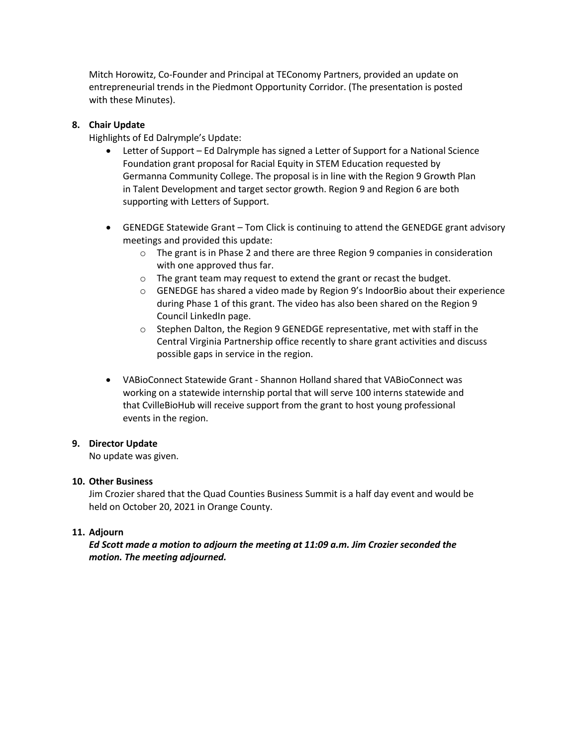Mitch Horowitz, Co-Founder and Principal at TEConomy Partners, provided an update on entrepreneurial trends in the Piedmont Opportunity Corridor. (The presentation is posted with these Minutes).

8. **Chair Update**

Highlights of Ed Dalrymple's Update:

- Letter of Support – Ed Dalrymple has signed a Letter of Support for a National Science Foundation grant proposal for Racial Equity in STEM Education requested by Germanna Community College. The proposal is in line with the Region 9 Growth Plan in Talent Development and target sector growth. Region 9 and Region 6 are both supporting with Letters of Support.

- GENEDGE Statewide Grant – Tom Click is continuing to attend the GENEDGE grant advisory meetings and provided this update:
  - The grant is in Phase 2 and there are three Region 9 companies in consideration with one approved thus far.
  - The grant team may request to extend the grant or recast the budget.
  - GENEDGE has shared a video made by Region 9's IndoorBio about their experience during Phase 1 of this grant. The video has also been shared on the Region 9 Council LinkedIn page.
  - Stephen Dalton, the Region 9 GENEDGE representative, met with staff in the Central Virginia Partnership office recently to share grant activities and discuss possible gaps in service in the region.

- VABioConnect Statewide Grant - Shannon Holland shared that VABioConnect was working on a statewide internship portal that will serve 100 interns statewide and that CvilleBioHub will receive support from the grant to host young professional events in the region.

9. **Director Update**

No update was given.

10. **Other Business**

Jim Crozier shared that the Quad Counties Business Summit is a half day event and would be held on October 20, 2021 in Orange County.

11. **Adjourn**

***Ed Scott made a motion to adjourn the meeting at 11:09 a.m. Jim Crozier seconded the motion. The meeting adjourned.***